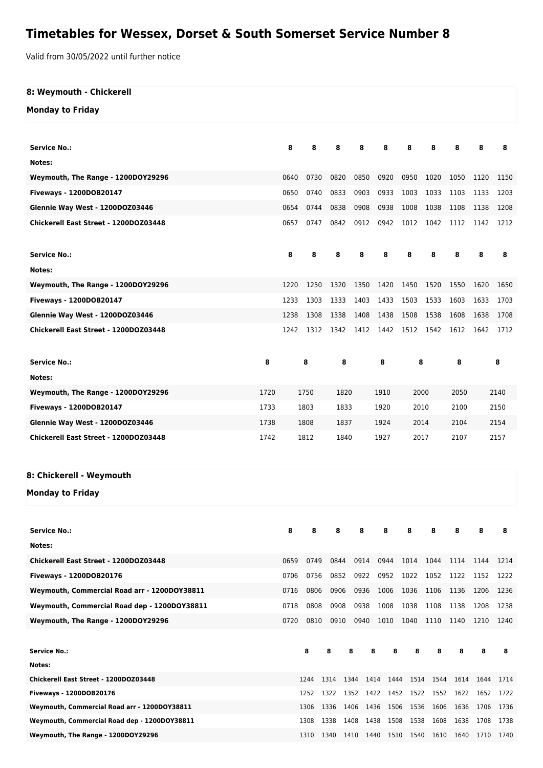# Timetables for Wessex, Dorset & South Somerset Service Number 8

Valid from 30/05/2022 until further notice

## 8: Weymouth - Chickerell

### Monday to Friday

| Service No.: | 8 | 8 | 8 | 8 | 8 | 8 | 8 | 8 | 8 | 8 |
|---|---|---|---|---|---|---|---|---|---|---|
| Notes: | | | | | | | | | | |
| Weymouth, The Range - 1200DOY29296 | 0640 | 0730 | 0820 | 0850 | 0920 | 0950 | 1020 | 1050 | 1120 | 1150 |
| Fiveways - 1200DOB20147 | 0650 | 0740 | 0833 | 0903 | 0933 | 1003 | 1033 | 1103 | 1133 | 1203 |
| Glennie Way West - 1200DOZ03446 | 0654 | 0744 | 0838 | 0908 | 0938 | 1008 | 1038 | 1108 | 1138 | 1208 |
| Chickerell East Street - 1200DOZ03448 | 0657 | 0747 | 0842 | 0912 | 0942 | 1012 | 1042 | 1112 | 1142 | 1212 |

| Service No.: | 8 | 8 | 8 | 8 | 8 | 8 | 8 | 8 | 8 | 8 |
|---|---|---|---|---|---|---|---|---|---|---|
| Notes: | | | | | | | | | | |
| Weymouth, The Range - 1200DOY29296 | 1220 | 1250 | 1320 | 1350 | 1420 | 1450 | 1520 | 1550 | 1620 | 1650 |
| Fiveways - 1200DOB20147 | 1233 | 1303 | 1333 | 1403 | 1433 | 1503 | 1533 | 1603 | 1633 | 1703 |
| Glennie Way West - 1200DOZ03446 | 1238 | 1308 | 1338 | 1408 | 1438 | 1508 | 1538 | 1608 | 1638 | 1708 |
| Chickerell East Street - 1200DOZ03448 | 1242 | 1312 | 1342 | 1412 | 1442 | 1512 | 1542 | 1612 | 1642 | 1712 |

| Service No.: | 8 | 8 | 8 | 8 | 8 | 8 | 8 |
|---|---|---|---|---|---|---|---|
| Notes: | | | | | | | |
| Weymouth, The Range - 1200DOY29296 | 1720 | 1750 | 1820 | 1910 | 2000 | 2050 | 2140 |
| Fiveways - 1200DOB20147 | 1733 | 1803 | 1833 | 1920 | 2010 | 2100 | 2150 |
| Glennie Way West - 1200DOZ03446 | 1738 | 1808 | 1837 | 1924 | 2014 | 2104 | 2154 |
| Chickerell East Street - 1200DOZ03448 | 1742 | 1812 | 1840 | 1927 | 2017 | 2107 | 2157 |

## 8: Chickerell - Weymouth

### Monday to Friday

| Service No.: | 8 | 8 | 8 | 8 | 8 | 8 | 8 | 8 | 8 | 8 |
|---|---|---|---|---|---|---|---|---|---|---|
| Notes: | | | | | | | | | | |
| Chickerell East Street - 1200DOZ03448 | 0659 | 0749 | 0844 | 0914 | 0944 | 1014 | 1044 | 1114 | 1144 | 1214 |
| Fiveways - 1200DOB20176 | 0706 | 0756 | 0852 | 0922 | 0952 | 1022 | 1052 | 1122 | 1152 | 1222 |
| Weymouth, Commercial Road arr - 1200DOY38811 | 0716 | 0806 | 0906 | 0936 | 1006 | 1036 | 1106 | 1136 | 1206 | 1236 |
| Weymouth, Commercial Road dep - 1200DOY38811 | 0718 | 0808 | 0908 | 0938 | 1008 | 1038 | 1108 | 1138 | 1208 | 1238 |
| Weymouth, The Range - 1200DOY29296 | 0720 | 0810 | 0910 | 0940 | 1010 | 1040 | 1110 | 1140 | 1210 | 1240 |

| Service No.: | 8 | 8 | 8 | 8 | 8 | 8 | 8 | 8 | 8 | 8 |
|---|---|---|---|---|---|---|---|---|---|---|
| Notes: | | | | | | | | | | |
| Chickerell East Street - 1200DOZ03448 | 1244 | 1314 | 1344 | 1414 | 1444 | 1514 | 1544 | 1614 | 1644 | 1714 |
| Fiveways - 1200DOB20176 | 1252 | 1322 | 1352 | 1422 | 1452 | 1522 | 1552 | 1622 | 1652 | 1722 |
| Weymouth, Commercial Road arr - 1200DOY38811 | 1306 | 1336 | 1406 | 1436 | 1506 | 1536 | 1606 | 1636 | 1706 | 1736 |
| Weymouth, Commercial Road dep - 1200DOY38811 | 1308 | 1338 | 1408 | 1438 | 1508 | 1538 | 1608 | 1638 | 1708 | 1738 |
| Weymouth, The Range - 1200DOY29296 | 1310 | 1340 | 1410 | 1440 | 1510 | 1540 | 1610 | 1640 | 1710 | 1740 |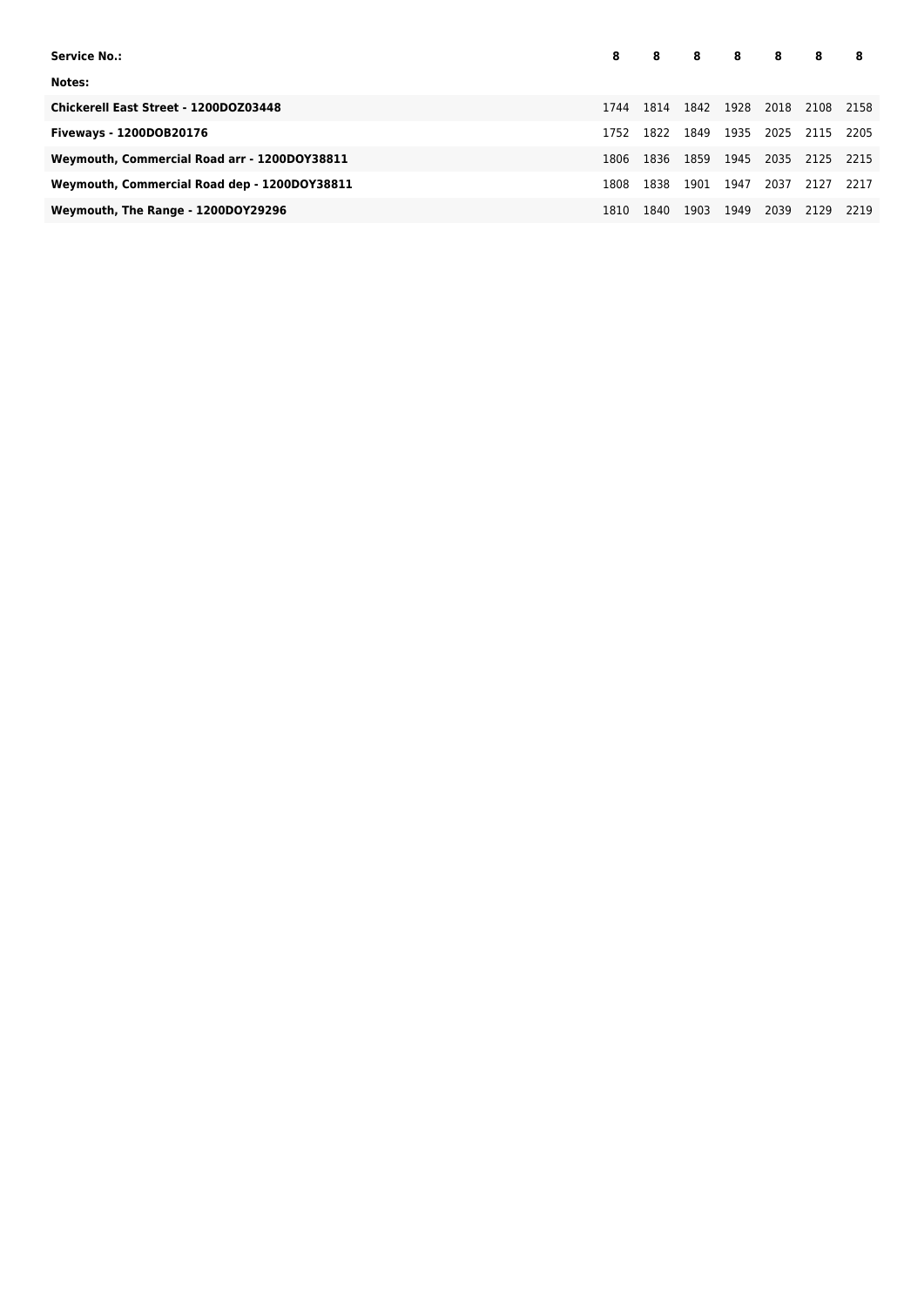| Service No.: | 8 | 8 | 8 | 8 | 8 | 8 | 8 |
|---|---|---|---|---|---|---|---|
| Notes: | | | | | | | |
| Chickerell East Street - 1200DOZ03448 | 1744 | 1814 | 1842 | 1928 | 2018 | 2108 | 2158 |
| Fiveways - 1200DOB20176 | 1752 | 1822 | 1849 | 1935 | 2025 | 2115 | 2205 |
| Weymouth, Commercial Road arr - 1200DOY38811 | 1806 | 1836 | 1859 | 1945 | 2035 | 2125 | 2215 |
| Weymouth, Commercial Road dep - 1200DOY38811 | 1808 | 1838 | 1901 | 1947 | 2037 | 2127 | 2217 |
| Weymouth, The Range - 1200DOY29296 | 1810 | 1840 | 1903 | 1949 | 2039 | 2129 | 2219 |